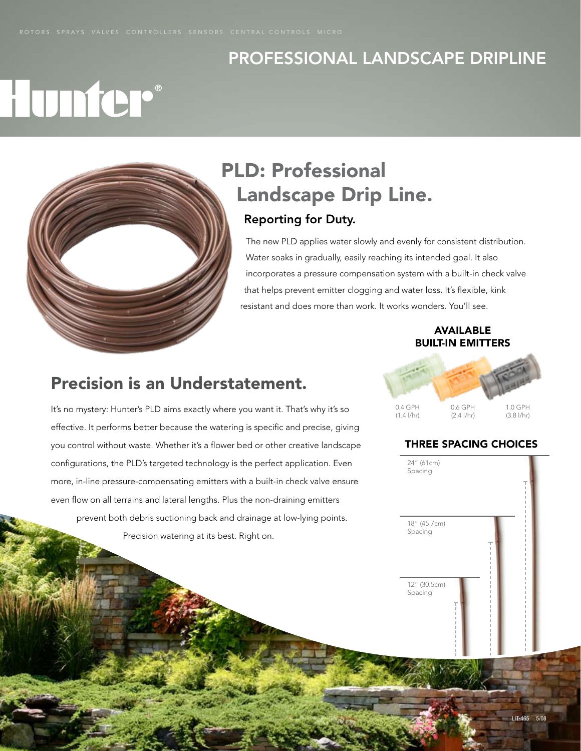ROTORS SPRAYS VALVES CONTROLLERS SENSORS CENTRAL CONTROLS MICRO

# PROFESSIONAL LANDSCAPE DRIPLINE

Hunter®

## PLD: Professional Landscape Drip Line.

### Reporting for Duty.

The new PLD applies water slowly and evenly for consistent distribution. Water soaks in gradually, easily reaching its intended goal. It also incorporates a pressure compensation system with a built-in check valve that helps prevent emitter clogging and water loss. It's flexible, kink resistant and does more than work. It works wonders. You'll see.

## Precision is an Understatement.

It's no mystery: Hunter's PLD aims exactly where you want it. That's why it's so effective. It performs better because the watering is specific and precise, giving you control without waste. Whether it's a flower bed or other creative landscape configurations, the PLD's targeted technology is the perfect application. Even more, in-line pressure-compensating emitters with a built-in check valve ensure even flow on all terrains and lateral lengths. Plus the non-draining emitters prevent both debris suctioning back and drainage at low-lying points. Precision watering at its best. Right on.

### AVAILABLE BUILT-IN EMITTERS

0.4 GPH (1.4 l/hr)

0.6 GPH (2.4 l/hr)

1.0 GPH (3.8 l/hr)

### THREE SPACING CHOICES

24" (61cm) Spacing

18" (45.7cm) Spacing

12" (30.5cm) Spacing

LIT-465 5/08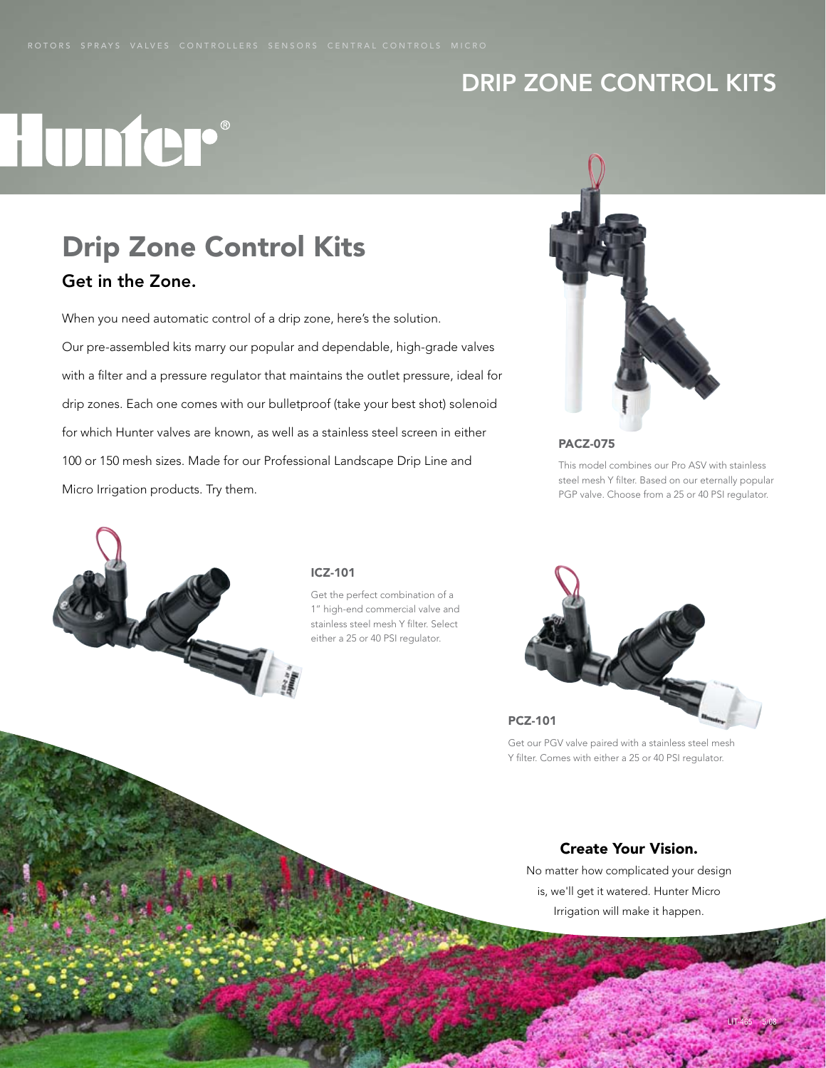ROTORS SPRAYS VALVES CONTROLLERS SENSORS CENTRAL CONTROLS MICRO

# DRIP ZONE CONTROL KITS

## Drip Zone Control Kits

### Get in the Zone.

When you need automatic control of a drip zone, here's the solution. Our pre-assembled kits marry our popular and dependable, high-grade valves with a filter and a pressure regulator that maintains the outlet pressure, ideal for drip zones. Each one comes with our bulletproof (take your best shot) solenoid for which Hunter valves are known, as well as a stainless steel screen in either 100 or 150 mesh sizes. Made for our Professional Landscape Drip Line and Micro Irrigation products. Try them.

**PACZ-075**

This model combines our Pro ASV with stainless steel mesh Y filter. Based on our eternally popular PGP valve. Choose from a 25 or 40 PSI regulator.

**ICZ-101**

Get the perfect combination of a 1" high-end commercial valve and stainless steel mesh Y filter. Select either a 25 or 40 PSI regulator.

**PCZ-101**

Get our PGV valve paired with a stainless steel mesh Y filter. Comes with either a 25 or 40 PSI regulator.

### Create Your Vision.

No matter how complicated your design is, we'll get it watered. Hunter Micro Irrigation will make it happen.

LIT-465 5/08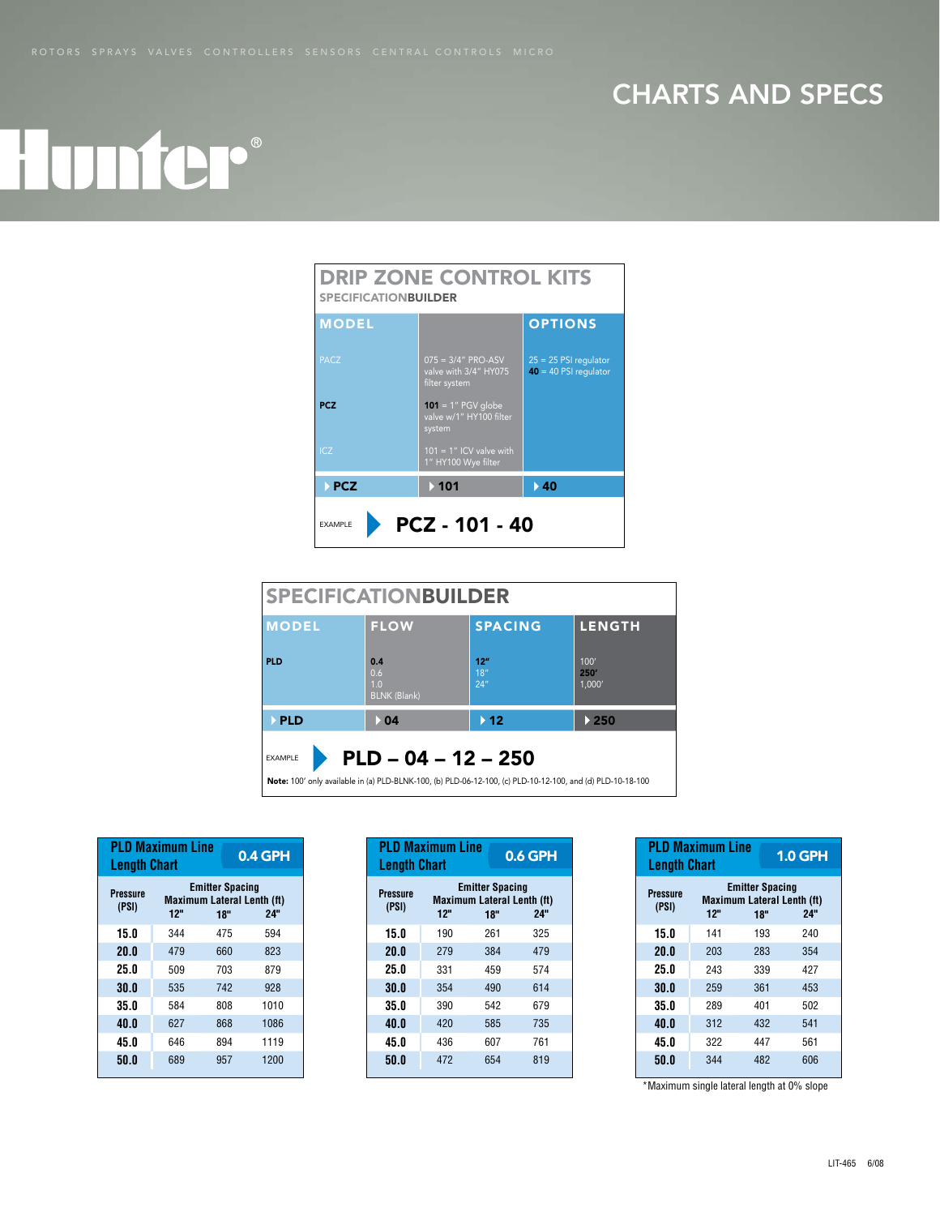ROTORS SPRAYS VALVES CONTROLLERS SENSORS CENTRAL CONTROLS MICRO

# CHARTS AND SPECS

Hunter®

## DRIP ZONE CONTROL KITS

SPECIFICATION**BUILDER**

| MODEL | | OPTIONS |
|---|---|---|
| PACZ | 075 = 3/4" PRO-ASV valve with 3/4" HY075 filter system | 25 = 25 PSI regulator<br>**40** = 40 PSI regulator |
| **PCZ** | **101** = 1" PGV globe valve w/1" HY100 filter system | |
| ICZ | 101 = 1" ICV valve with 1" HY100 Wye filter | |
| **PCZ** | **101** | **40** |

EXAMPLE **PCZ - 101 - 40**

## SPECIFICATION**BUILDER**

| MODEL | FLOW | SPACING | LENGTH |
|---|---|---|---|
| **PLD** | **0.4**<br>0.6<br>1.0<br>BLNK (Blank) | **12"**<br>18"<br>24" | 100'<br>**250'**<br>1,000' |
| **PLD** | **04** | **12** | **250** |

EXAMPLE **PLD – 04 – 12 – 250**

**Note:** 100' only available in (a) PLD-BLNK-100, (b) PLD-06-12-100, (c) PLD-10-12-100, and (d) PLD-10-18-100

### PLD Maximum Line Length Chart — 0.4 GPH

| Pressure (PSI) | Emitter Spacing Maximum Lateral Lenth (ft) 12" | 18" | 24" |
|---|---|---|---|
| **15.0** | 344 | 475 | 594 |
| **20.0** | 479 | 660 | 823 |
| **25.0** | 509 | 703 | 879 |
| **30.0** | 535 | 742 | 928 |
| **35.0** | 584 | 808 | 1010 |
| **40.0** | 627 | 868 | 1086 |
| **45.0** | 646 | 894 | 1119 |
| **50.0** | 689 | 957 | 1200 |

### PLD Maximum Line Length Chart — 0.6 GPH

| Pressure (PSI) | Emitter Spacing Maximum Lateral Lenth (ft) 12" | 18" | 24" |
|---|---|---|---|
| **15.0** | 190 | 261 | 325 |
| **20.0** | 279 | 384 | 479 |
| **25.0** | 331 | 459 | 574 |
| **30.0** | 354 | 490 | 614 |
| **35.0** | 390 | 542 | 679 |
| **40.0** | 420 | 585 | 735 |
| **45.0** | 436 | 607 | 761 |
| **50.0** | 472 | 654 | 819 |

### PLD Maximum Line Length Chart — 1.0 GPH

| Pressure (PSI) | Emitter Spacing Maximum Lateral Lenth (ft) 12" | 18" | 24" |
|---|---|---|---|
| **15.0** | 141 | 193 | 240 |
| **20.0** | 203 | 283 | 354 |
| **25.0** | 243 | 339 | 427 |
| **30.0** | 259 | 361 | 453 |
| **35.0** | 289 | 401 | 502 |
| **40.0** | 312 | 432 | 541 |
| **45.0** | 322 | 447 | 561 |
| **50.0** | 344 | 482 | 606 |

*Maximum single lateral length at 0% slope

LIT-465 6/08